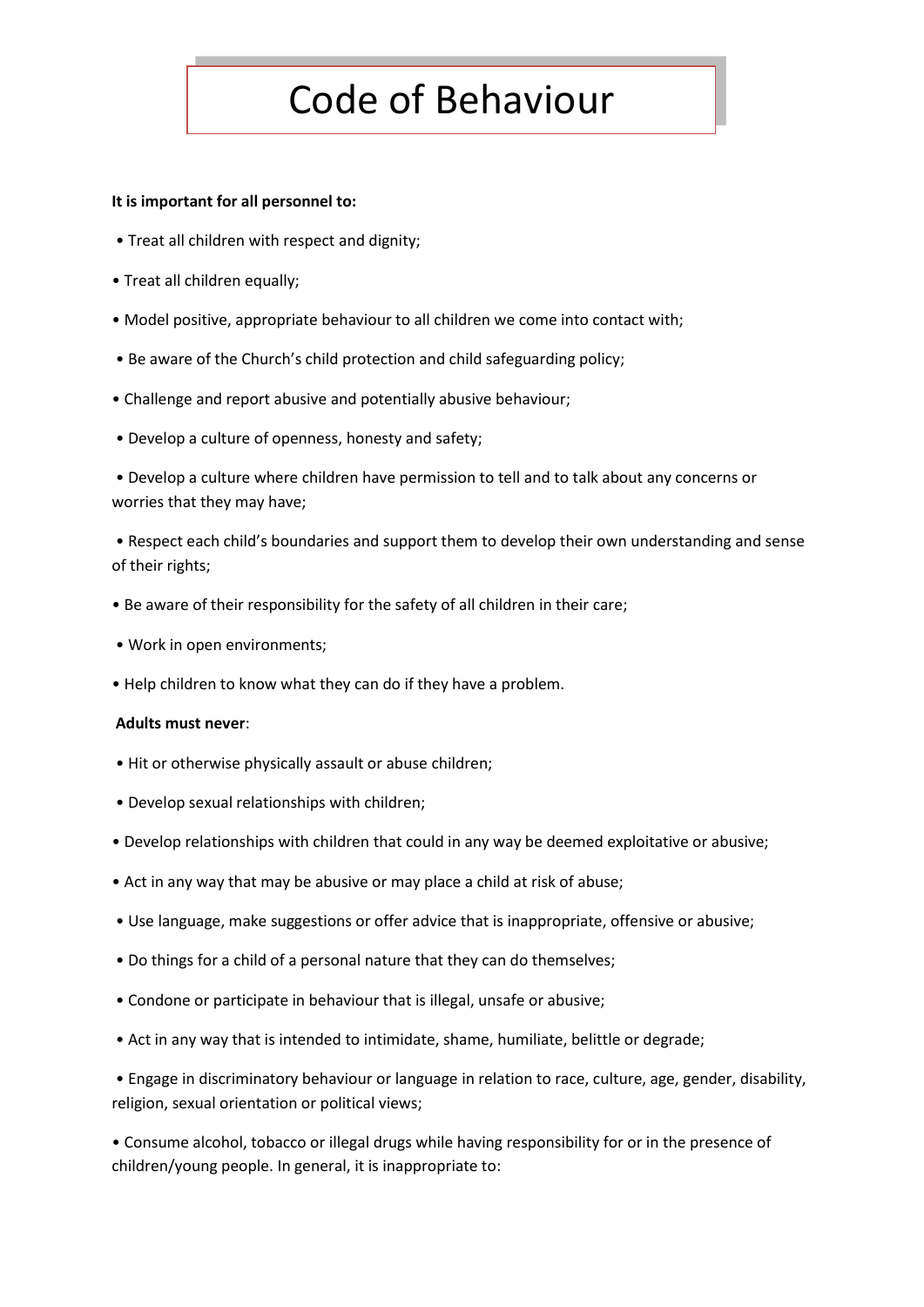# Code of Behaviour

**It is important for all personnel to:**

- Treat all children with respect and dignity;
- Treat all children equally;
- Model positive, appropriate behaviour to all children we come into contact with;
- Be aware of the Church's child protection and child safeguarding policy;
- Challenge and report abusive and potentially abusive behaviour;
- Develop a culture of openness, honesty and safety;
- Develop a culture where children have permission to tell and to talk about any concerns or worries that they may have;
- Respect each child's boundaries and support them to develop their own understanding and sense of their rights;
- Be aware of their responsibility for the safety of all children in their care;
- Work in open environments;
- Help children to know what they can do if they have a problem.

**Adults must never**:

- Hit or otherwise physically assault or abuse children;
- Develop sexual relationships with children;
- Develop relationships with children that could in any way be deemed exploitative or abusive;
- Act in any way that may be abusive or may place a child at risk of abuse;
- Use language, make suggestions or offer advice that is inappropriate, offensive or abusive;
- Do things for a child of a personal nature that they can do themselves;
- Condone or participate in behaviour that is illegal, unsafe or abusive;
- Act in any way that is intended to intimidate, shame, humiliate, belittle or degrade;
- Engage in discriminatory behaviour or language in relation to race, culture, age, gender, disability, religion, sexual orientation or political views;
- Consume alcohol, tobacco or illegal drugs while having responsibility for or in the presence of children/young people. In general, it is inappropriate to: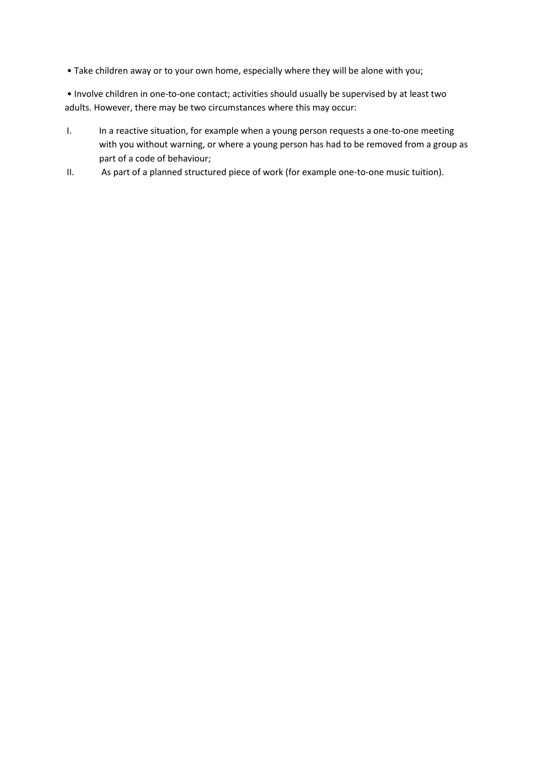- Take children away or to your own home, especially where they will be alone with you;
- Involve children in one-to-one contact; activities should usually be supervised by at least two adults. However, there may be two circumstances where this may occur:

I. In a reactive situation, for example when a young person requests a one-to-one meeting with you without warning, or where a young person has had to be removed from a group as part of a code of behaviour;

II. As part of a planned structured piece of work (for example one-to-one music tuition).